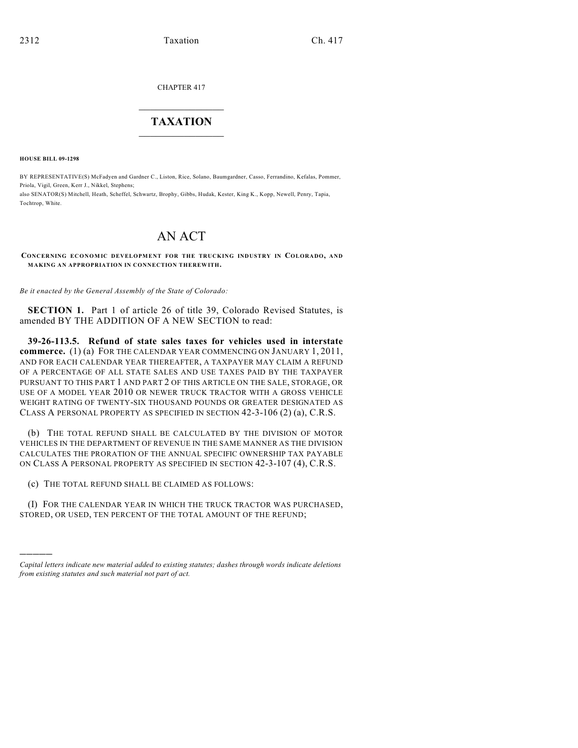CHAPTER 417

## TAXATION

**HOUSE BILL 09-1298**

BY REPRESENTATIVE(S) McFadyen and Gardner C., Liston, Rice, Solano, Baumgardner, Casso, Ferrandino, Kefalas, Pommer, Priola, Vigil, Green, Kerr J., Nikkel, Stephens;
also SENATOR(S) Mitchell, Heath, Scheffel, Schwartz, Brophy, Gibbs, Hudak, Kester, King K., Kopp, Newell, Penry, Tapia, Tochtrop, White.

# AN ACT

**CONCERNING ECONOMIC DEVELOPMENT FOR THE TRUCKING INDUSTRY IN COLORADO, AND MAKING AN APPROPRIATION IN CONNECTION THEREWITH.**

*Be it enacted by the General Assembly of the State of Colorado:*

**SECTION 1.** Part 1 of article 26 of title 39, Colorado Revised Statutes, is amended BY THE ADDITION OF A NEW SECTION to read:

**39-26-113.5. Refund of state sales taxes for vehicles used in interstate commerce.** (1) (a) FOR THE CALENDAR YEAR COMMENCING ON JANUARY 1, 2011, AND FOR EACH CALENDAR YEAR THEREAFTER, A TAXPAYER MAY CLAIM A REFUND OF A PERCENTAGE OF ALL STATE SALES AND USE TAXES PAID BY THE TAXPAYER PURSUANT TO THIS PART 1 AND PART 2 OF THIS ARTICLE ON THE SALE, STORAGE, OR USE OF A MODEL YEAR 2010 OR NEWER TRUCK TRACTOR WITH A GROSS VEHICLE WEIGHT RATING OF TWENTY-SIX THOUSAND POUNDS OR GREATER DESIGNATED AS CLASS A PERSONAL PROPERTY AS SPECIFIED IN SECTION 42-3-106 (2) (a), C.R.S.

(b) THE TOTAL REFUND SHALL BE CALCULATED BY THE DIVISION OF MOTOR VEHICLES IN THE DEPARTMENT OF REVENUE IN THE SAME MANNER AS THE DIVISION CALCULATES THE PRORATION OF THE ANNUAL SPECIFIC OWNERSHIP TAX PAYABLE ON CLASS A PERSONAL PROPERTY AS SPECIFIED IN SECTION 42-3-107 (4), C.R.S.

(c) THE TOTAL REFUND SHALL BE CLAIMED AS FOLLOWS:

(I) FOR THE CALENDAR YEAR IN WHICH THE TRUCK TRACTOR WAS PURCHASED, STORED, OR USED, TEN PERCENT OF THE TOTAL AMOUNT OF THE REFUND;

---

*Capital letters indicate new material added to existing statutes; dashes through words indicate deletions from existing statutes and such material not part of act.*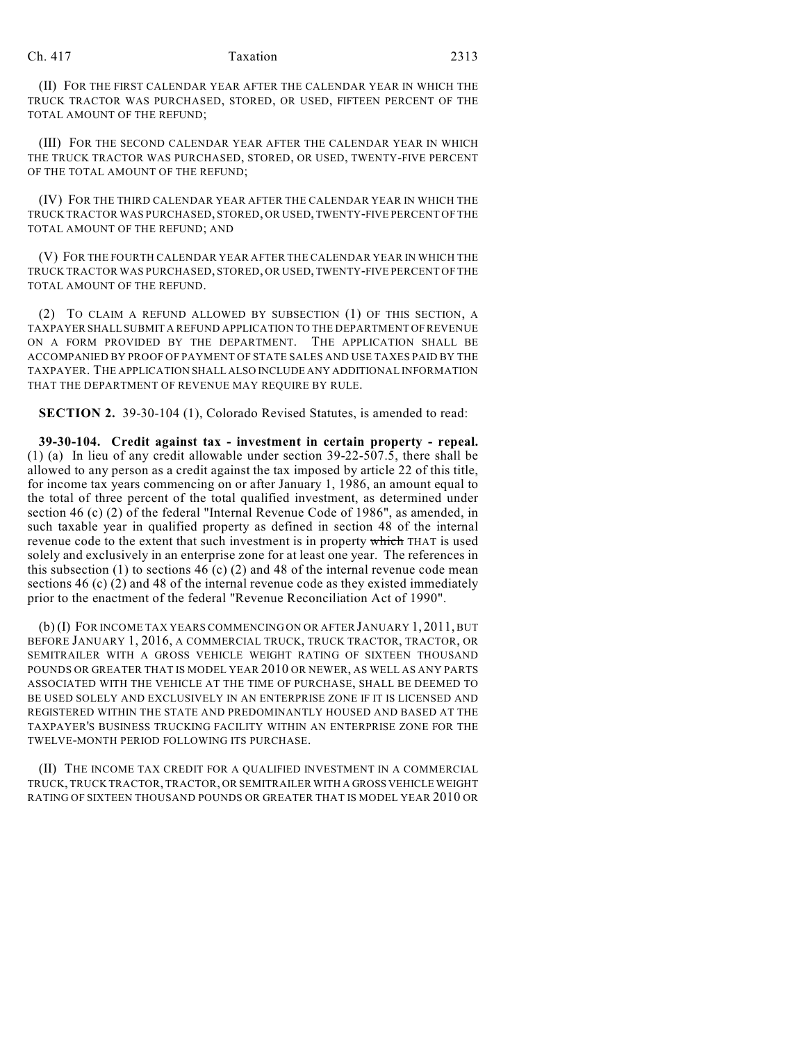(II) FOR THE FIRST CALENDAR YEAR AFTER THE CALENDAR YEAR IN WHICH THE TRUCK TRACTOR WAS PURCHASED, STORED, OR USED, FIFTEEN PERCENT OF THE TOTAL AMOUNT OF THE REFUND;

(III) FOR THE SECOND CALENDAR YEAR AFTER THE CALENDAR YEAR IN WHICH THE TRUCK TRACTOR WAS PURCHASED, STORED, OR USED, TWENTY-FIVE PERCENT OF THE TOTAL AMOUNT OF THE REFUND;

(IV) FOR THE THIRD CALENDAR YEAR AFTER THE CALENDAR YEAR IN WHICH THE TRUCK TRACTOR WAS PURCHASED, STORED, OR USED, TWENTY-FIVE PERCENT OF THE TOTAL AMOUNT OF THE REFUND; AND

(V) FOR THE FOURTH CALENDAR YEAR AFTER THE CALENDAR YEAR IN WHICH THE TRUCK TRACTOR WAS PURCHASED, STORED, OR USED, TWENTY-FIVE PERCENT OF THE TOTAL AMOUNT OF THE REFUND.

(2) TO CLAIM A REFUND ALLOWED BY SUBSECTION (1) OF THIS SECTION, A TAXPAYER SHALL SUBMIT A REFUND APPLICATION TO THE DEPARTMENT OF REVENUE ON A FORM PROVIDED BY THE DEPARTMENT. THE APPLICATION SHALL BE ACCOMPANIED BY PROOF OF PAYMENT OF STATE SALES AND USE TAXES PAID BY THE TAXPAYER. THE APPLICATION SHALL ALSO INCLUDE ANY ADDITIONAL INFORMATION THAT THE DEPARTMENT OF REVENUE MAY REQUIRE BY RULE.

**SECTION 2.** 39-30-104 (1), Colorado Revised Statutes, is amended to read:

**39-30-104. Credit against tax - investment in certain property - repeal.** (1) (a) In lieu of any credit allowable under section 39-22-507.5, there shall be allowed to any person as a credit against the tax imposed by article 22 of this title, for income tax years commencing on or after January 1, 1986, an amount equal to the total of three percent of the total qualified investment, as determined under section 46 (c) (2) of the federal "Internal Revenue Code of 1986", as amended, in such taxable year in qualified property as defined in section 48 of the internal revenue code to the extent that such investment is in property ~~which~~ THAT is used solely and exclusively in an enterprise zone for at least one year. The references in this subsection (1) to sections 46 (c) (2) and 48 of the internal revenue code mean sections 46 (c) (2) and 48 of the internal revenue code as they existed immediately prior to the enactment of the federal "Revenue Reconciliation Act of 1990".

(b) (I) FOR INCOME TAX YEARS COMMENCING ON OR AFTER JANUARY 1, 2011, BUT BEFORE JANUARY 1, 2016, A COMMERCIAL TRUCK, TRUCK TRACTOR, TRACTOR, OR SEMITRAILER WITH A GROSS VEHICLE WEIGHT RATING OF SIXTEEN THOUSAND POUNDS OR GREATER THAT IS MODEL YEAR 2010 OR NEWER, AS WELL AS ANY PARTS ASSOCIATED WITH THE VEHICLE AT THE TIME OF PURCHASE, SHALL BE DEEMED TO BE USED SOLELY AND EXCLUSIVELY IN AN ENTERPRISE ZONE IF IT IS LICENSED AND REGISTERED WITHIN THE STATE AND PREDOMINANTLY HOUSED AND BASED AT THE TAXPAYER'S BUSINESS TRUCKING FACILITY WITHIN AN ENTERPRISE ZONE FOR THE TWELVE-MONTH PERIOD FOLLOWING ITS PURCHASE.

(II) THE INCOME TAX CREDIT FOR A QUALIFIED INVESTMENT IN A COMMERCIAL TRUCK, TRUCK TRACTOR, TRACTOR, OR SEMITRAILER WITH A GROSS VEHICLE WEIGHT RATING OF SIXTEEN THOUSAND POUNDS OR GREATER THAT IS MODEL YEAR 2010 OR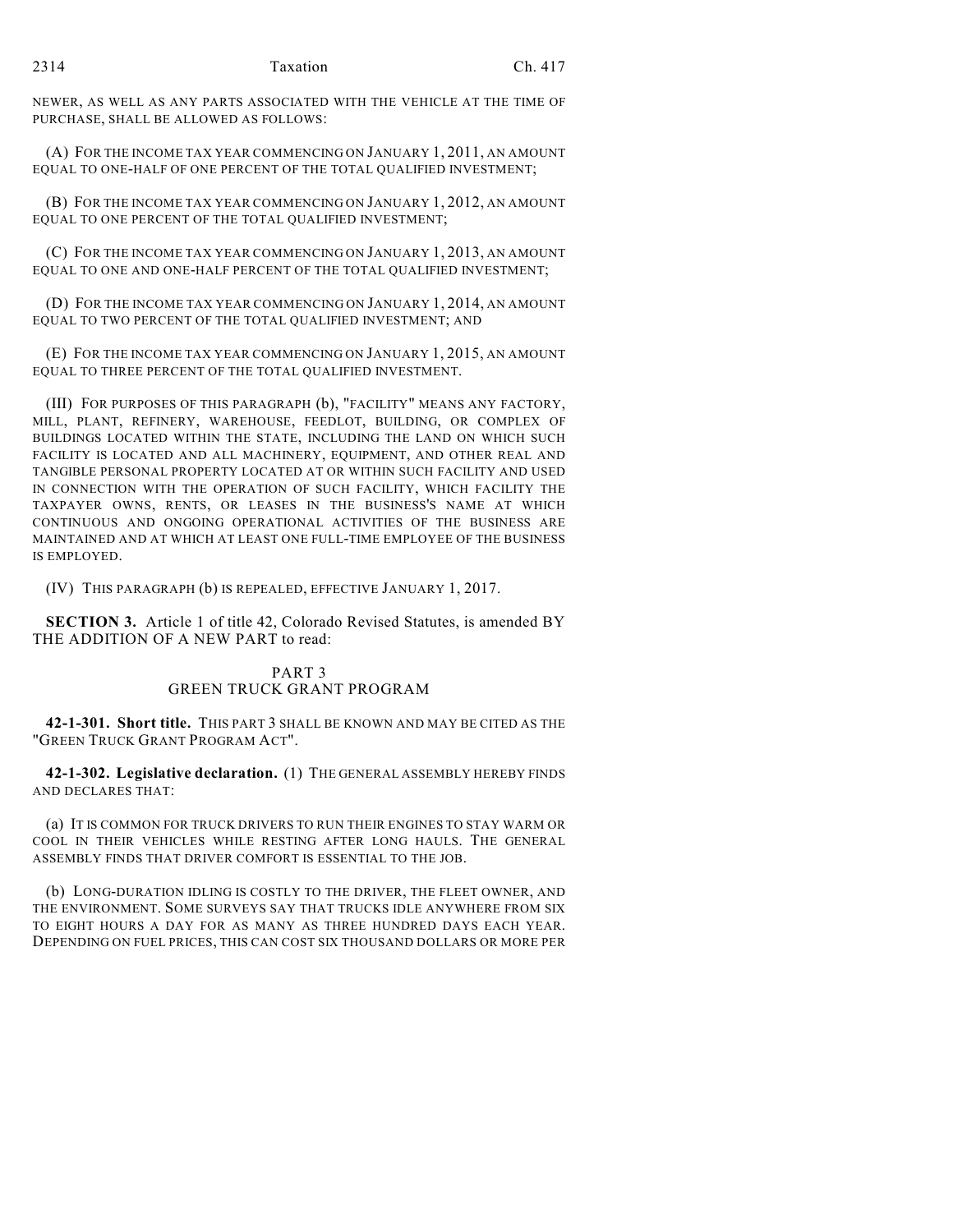NEWER, AS WELL AS ANY PARTS ASSOCIATED WITH THE VEHICLE AT THE TIME OF PURCHASE, SHALL BE ALLOWED AS FOLLOWS:

(A) FOR THE INCOME TAX YEAR COMMENCING ON JANUARY 1, 2011, AN AMOUNT EQUAL TO ONE-HALF OF ONE PERCENT OF THE TOTAL QUALIFIED INVESTMENT;

(B) FOR THE INCOME TAX YEAR COMMENCING ON JANUARY 1, 2012, AN AMOUNT EQUAL TO ONE PERCENT OF THE TOTAL QUALIFIED INVESTMENT;

(C) FOR THE INCOME TAX YEAR COMMENCING ON JANUARY 1, 2013, AN AMOUNT EQUAL TO ONE AND ONE-HALF PERCENT OF THE TOTAL QUALIFIED INVESTMENT;

(D) FOR THE INCOME TAX YEAR COMMENCING ON JANUARY 1, 2014, AN AMOUNT EQUAL TO TWO PERCENT OF THE TOTAL QUALIFIED INVESTMENT; AND

(E) FOR THE INCOME TAX YEAR COMMENCING ON JANUARY 1, 2015, AN AMOUNT EQUAL TO THREE PERCENT OF THE TOTAL QUALIFIED INVESTMENT.

(III) FOR PURPOSES OF THIS PARAGRAPH (b), "FACILITY" MEANS ANY FACTORY, MILL, PLANT, REFINERY, WAREHOUSE, FEEDLOT, BUILDING, OR COMPLEX OF BUILDINGS LOCATED WITHIN THE STATE, INCLUDING THE LAND ON WHICH SUCH FACILITY IS LOCATED AND ALL MACHINERY, EQUIPMENT, AND OTHER REAL AND TANGIBLE PERSONAL PROPERTY LOCATED AT OR WITHIN SUCH FACILITY AND USED IN CONNECTION WITH THE OPERATION OF SUCH FACILITY, WHICH FACILITY THE TAXPAYER OWNS, RENTS, OR LEASES IN THE BUSINESS'S NAME AT WHICH CONTINUOUS AND ONGOING OPERATIONAL ACTIVITIES OF THE BUSINESS ARE MAINTAINED AND AT WHICH AT LEAST ONE FULL-TIME EMPLOYEE OF THE BUSINESS IS EMPLOYED.

(IV) THIS PARAGRAPH (b) IS REPEALED, EFFECTIVE JANUARY 1, 2017.

**SECTION 3.** Article 1 of title 42, Colorado Revised Statutes, is amended BY THE ADDITION OF A NEW PART to read:

PART 3
GREEN TRUCK GRANT PROGRAM

**42-1-301. Short title.** THIS PART 3 SHALL BE KNOWN AND MAY BE CITED AS THE "GREEN TRUCK GRANT PROGRAM ACT".

**42-1-302. Legislative declaration.** (1) THE GENERAL ASSEMBLY HEREBY FINDS AND DECLARES THAT:

(a) IT IS COMMON FOR TRUCK DRIVERS TO RUN THEIR ENGINES TO STAY WARM OR COOL IN THEIR VEHICLES WHILE RESTING AFTER LONG HAULS. THE GENERAL ASSEMBLY FINDS THAT DRIVER COMFORT IS ESSENTIAL TO THE JOB.

(b) LONG-DURATION IDLING IS COSTLY TO THE DRIVER, THE FLEET OWNER, AND THE ENVIRONMENT. SOME SURVEYS SAY THAT TRUCKS IDLE ANYWHERE FROM SIX TO EIGHT HOURS A DAY FOR AS MANY AS THREE HUNDRED DAYS EACH YEAR. DEPENDING ON FUEL PRICES, THIS CAN COST SIX THOUSAND DOLLARS OR MORE PER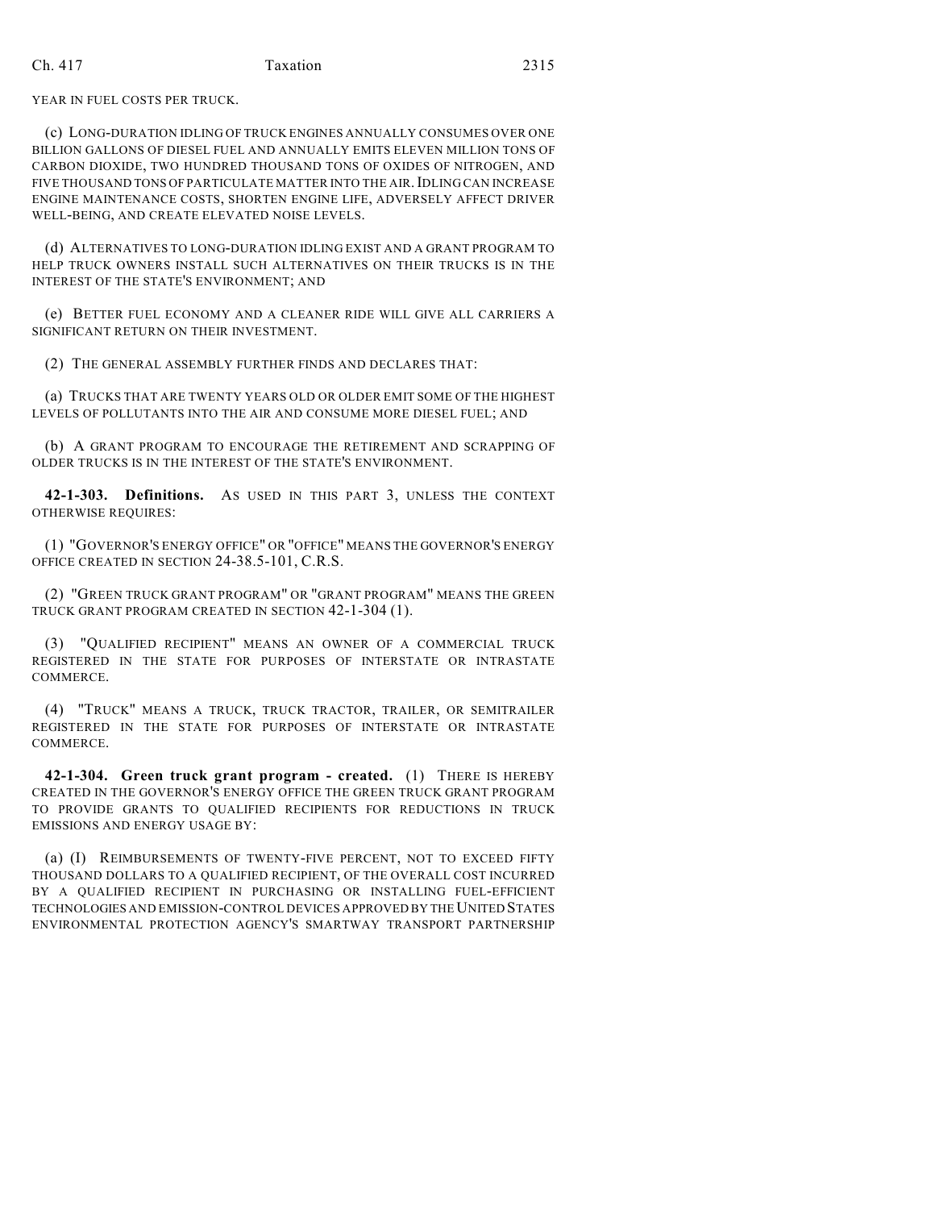YEAR IN FUEL COSTS PER TRUCK.

(c) LONG-DURATION IDLING OF TRUCK ENGINES ANNUALLY CONSUMES OVER ONE BILLION GALLONS OF DIESEL FUEL AND ANNUALLY EMITS ELEVEN MILLION TONS OF CARBON DIOXIDE, TWO HUNDRED THOUSAND TONS OF OXIDES OF NITROGEN, AND FIVE THOUSAND TONS OF PARTICULATE MATTER INTO THE AIR. IDLING CAN INCREASE ENGINE MAINTENANCE COSTS, SHORTEN ENGINE LIFE, ADVERSELY AFFECT DRIVER WELL-BEING, AND CREATE ELEVATED NOISE LEVELS.

(d) ALTERNATIVES TO LONG-DURATION IDLING EXIST AND A GRANT PROGRAM TO HELP TRUCK OWNERS INSTALL SUCH ALTERNATIVES ON THEIR TRUCKS IS IN THE INTEREST OF THE STATE'S ENVIRONMENT; AND

(e) BETTER FUEL ECONOMY AND A CLEANER RIDE WILL GIVE ALL CARRIERS A SIGNIFICANT RETURN ON THEIR INVESTMENT.

(2) THE GENERAL ASSEMBLY FURTHER FINDS AND DECLARES THAT:

(a) TRUCKS THAT ARE TWENTY YEARS OLD OR OLDER EMIT SOME OF THE HIGHEST LEVELS OF POLLUTANTS INTO THE AIR AND CONSUME MORE DIESEL FUEL; AND

(b) A GRANT PROGRAM TO ENCOURAGE THE RETIREMENT AND SCRAPPING OF OLDER TRUCKS IS IN THE INTEREST OF THE STATE'S ENVIRONMENT.

**42-1-303. Definitions.** AS USED IN THIS PART 3, UNLESS THE CONTEXT OTHERWISE REQUIRES:

(1) "GOVERNOR'S ENERGY OFFICE" OR "OFFICE" MEANS THE GOVERNOR'S ENERGY OFFICE CREATED IN SECTION 24-38.5-101, C.R.S.

(2) "GREEN TRUCK GRANT PROGRAM" OR "GRANT PROGRAM" MEANS THE GREEN TRUCK GRANT PROGRAM CREATED IN SECTION 42-1-304 (1).

(3) "QUALIFIED RECIPIENT" MEANS AN OWNER OF A COMMERCIAL TRUCK REGISTERED IN THE STATE FOR PURPOSES OF INTERSTATE OR INTRASTATE COMMERCE.

(4) "TRUCK" MEANS A TRUCK, TRUCK TRACTOR, TRAILER, OR SEMITRAILER REGISTERED IN THE STATE FOR PURPOSES OF INTERSTATE OR INTRASTATE COMMERCE.

**42-1-304. Green truck grant program - created.** (1) THERE IS HEREBY CREATED IN THE GOVERNOR'S ENERGY OFFICE THE GREEN TRUCK GRANT PROGRAM TO PROVIDE GRANTS TO QUALIFIED RECIPIENTS FOR REDUCTIONS IN TRUCK EMISSIONS AND ENERGY USAGE BY:

(a) (I) REIMBURSEMENTS OF TWENTY-FIVE PERCENT, NOT TO EXCEED FIFTY THOUSAND DOLLARS TO A QUALIFIED RECIPIENT, OF THE OVERALL COST INCURRED BY A QUALIFIED RECIPIENT IN PURCHASING OR INSTALLING FUEL-EFFICIENT TECHNOLOGIES AND EMISSION-CONTROL DEVICES APPROVED BY THE UNITED STATES ENVIRONMENTAL PROTECTION AGENCY'S SMARTWAY TRANSPORT PARTNERSHIP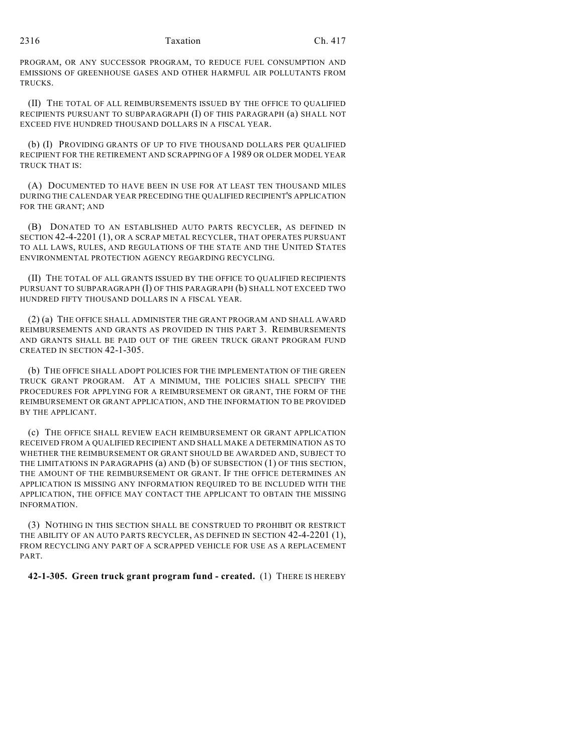PROGRAM, OR ANY SUCCESSOR PROGRAM, TO REDUCE FUEL CONSUMPTION AND EMISSIONS OF GREENHOUSE GASES AND OTHER HARMFUL AIR POLLUTANTS FROM TRUCKS.

(II) THE TOTAL OF ALL REIMBURSEMENTS ISSUED BY THE OFFICE TO QUALIFIED RECIPIENTS PURSUANT TO SUBPARAGRAPH (I) OF THIS PARAGRAPH (a) SHALL NOT EXCEED FIVE HUNDRED THOUSAND DOLLARS IN A FISCAL YEAR.

(b) (I) PROVIDING GRANTS OF UP TO FIVE THOUSAND DOLLARS PER QUALIFIED RECIPIENT FOR THE RETIREMENT AND SCRAPPING OF A 1989 OR OLDER MODEL YEAR TRUCK THAT IS:

(A) DOCUMENTED TO HAVE BEEN IN USE FOR AT LEAST TEN THOUSAND MILES DURING THE CALENDAR YEAR PRECEDING THE QUALIFIED RECIPIENT'S APPLICATION FOR THE GRANT; AND

(B) DONATED TO AN ESTABLISHED AUTO PARTS RECYCLER, AS DEFINED IN SECTION 42-4-2201 (1), OR A SCRAP METAL RECYCLER, THAT OPERATES PURSUANT TO ALL LAWS, RULES, AND REGULATIONS OF THE STATE AND THE UNITED STATES ENVIRONMENTAL PROTECTION AGENCY REGARDING RECYCLING.

(II) THE TOTAL OF ALL GRANTS ISSUED BY THE OFFICE TO QUALIFIED RECIPIENTS PURSUANT TO SUBPARAGRAPH (I) OF THIS PARAGRAPH (b) SHALL NOT EXCEED TWO HUNDRED FIFTY THOUSAND DOLLARS IN A FISCAL YEAR.

(2) (a) THE OFFICE SHALL ADMINISTER THE GRANT PROGRAM AND SHALL AWARD REIMBURSEMENTS AND GRANTS AS PROVIDED IN THIS PART 3. REIMBURSEMENTS AND GRANTS SHALL BE PAID OUT OF THE GREEN TRUCK GRANT PROGRAM FUND CREATED IN SECTION 42-1-305.

(b) THE OFFICE SHALL ADOPT POLICIES FOR THE IMPLEMENTATION OF THE GREEN TRUCK GRANT PROGRAM. AT A MINIMUM, THE POLICIES SHALL SPECIFY THE PROCEDURES FOR APPLYING FOR A REIMBURSEMENT OR GRANT, THE FORM OF THE REIMBURSEMENT OR GRANT APPLICATION, AND THE INFORMATION TO BE PROVIDED BY THE APPLICANT.

(c) THE OFFICE SHALL REVIEW EACH REIMBURSEMENT OR GRANT APPLICATION RECEIVED FROM A QUALIFIED RECIPIENT AND SHALL MAKE A DETERMINATION AS TO WHETHER THE REIMBURSEMENT OR GRANT SHOULD BE AWARDED AND, SUBJECT TO THE LIMITATIONS IN PARAGRAPHS (a) AND (b) OF SUBSECTION (1) OF THIS SECTION, THE AMOUNT OF THE REIMBURSEMENT OR GRANT. IF THE OFFICE DETERMINES AN APPLICATION IS MISSING ANY INFORMATION REQUIRED TO BE INCLUDED WITH THE APPLICATION, THE OFFICE MAY CONTACT THE APPLICANT TO OBTAIN THE MISSING INFORMATION.

(3) NOTHING IN THIS SECTION SHALL BE CONSTRUED TO PROHIBIT OR RESTRICT THE ABILITY OF AN AUTO PARTS RECYCLER, AS DEFINED IN SECTION 42-4-2201 (1), FROM RECYCLING ANY PART OF A SCRAPPED VEHICLE FOR USE AS A REPLACEMENT PART.

**42-1-305. Green truck grant program fund - created.** (1) THERE IS HEREBY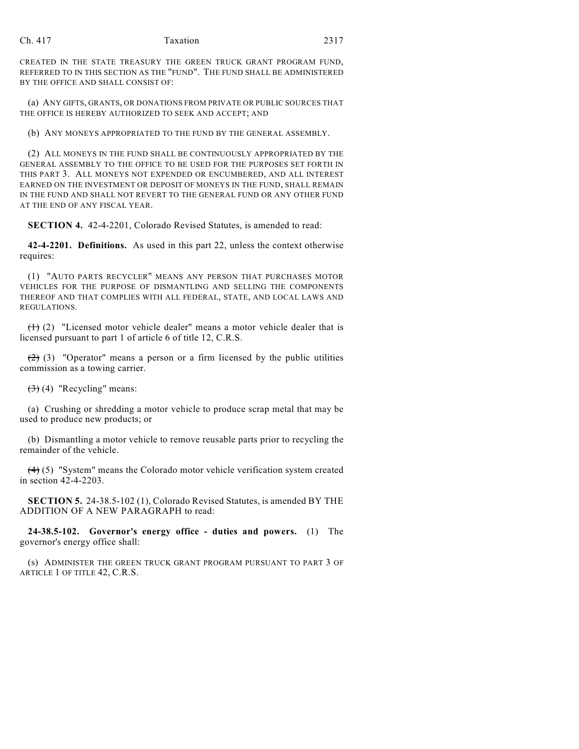CREATED IN THE STATE TREASURY THE GREEN TRUCK GRANT PROGRAM FUND, REFERRED TO IN THIS SECTION AS THE "FUND". THE FUND SHALL BE ADMINISTERED BY THE OFFICE AND SHALL CONSIST OF:

(a) ANY GIFTS, GRANTS, OR DONATIONS FROM PRIVATE OR PUBLIC SOURCES THAT THE OFFICE IS HEREBY AUTHORIZED TO SEEK AND ACCEPT; AND

(b) ANY MONEYS APPROPRIATED TO THE FUND BY THE GENERAL ASSEMBLY.

(2) ALL MONEYS IN THE FUND SHALL BE CONTINUOUSLY APPROPRIATED BY THE GENERAL ASSEMBLY TO THE OFFICE TO BE USED FOR THE PURPOSES SET FORTH IN THIS PART 3. ALL MONEYS NOT EXPENDED OR ENCUMBERED, AND ALL INTEREST EARNED ON THE INVESTMENT OR DEPOSIT OF MONEYS IN THE FUND, SHALL REMAIN IN THE FUND AND SHALL NOT REVERT TO THE GENERAL FUND OR ANY OTHER FUND AT THE END OF ANY FISCAL YEAR.

**SECTION 4.** 42-4-2201, Colorado Revised Statutes, is amended to read:

**42-4-2201. Definitions.** As used in this part 22, unless the context otherwise requires:

(1) "AUTO PARTS RECYCLER" MEANS ANY PERSON THAT PURCHASES MOTOR VEHICLES FOR THE PURPOSE OF DISMANTLING AND SELLING THE COMPONENTS THEREOF AND THAT COMPLIES WITH ALL FEDERAL, STATE, AND LOCAL LAWS AND REGULATIONS.

~~(1)~~ (2) "Licensed motor vehicle dealer" means a motor vehicle dealer that is licensed pursuant to part 1 of article 6 of title 12, C.R.S.

~~(2)~~ (3) "Operator" means a person or a firm licensed by the public utilities commission as a towing carrier.

~~(3)~~ (4) "Recycling" means:

(a) Crushing or shredding a motor vehicle to produce scrap metal that may be used to produce new products; or

(b) Dismantling a motor vehicle to remove reusable parts prior to recycling the remainder of the vehicle.

~~(4)~~ (5) "System" means the Colorado motor vehicle verification system created in section 42-4-2203.

**SECTION 5.** 24-38.5-102 (1), Colorado Revised Statutes, is amended BY THE ADDITION OF A NEW PARAGRAPH to read:

**24-38.5-102. Governor's energy office - duties and powers.** (1) The governor's energy office shall:

(s) ADMINISTER THE GREEN TRUCK GRANT PROGRAM PURSUANT TO PART 3 OF ARTICLE 1 OF TITLE 42, C.R.S.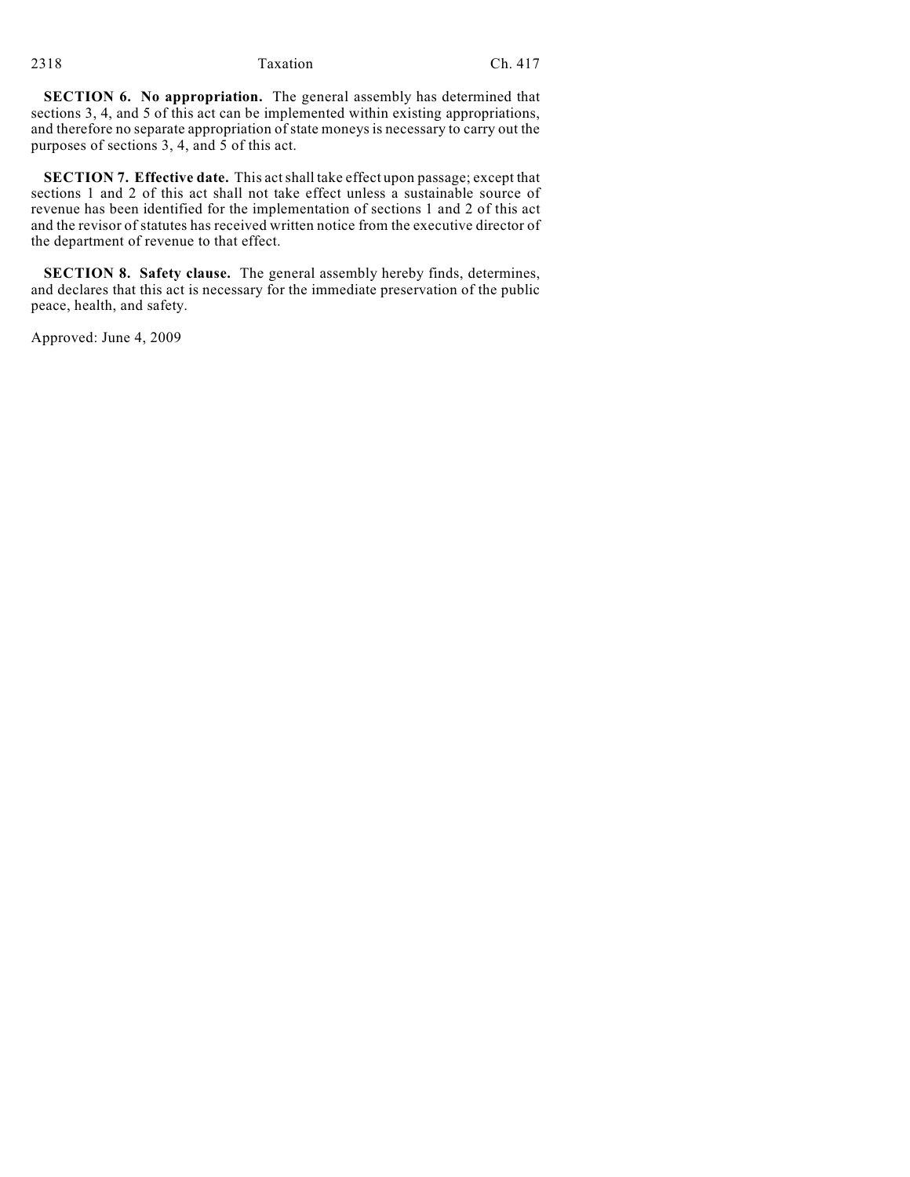**SECTION 6. No appropriation.** The general assembly has determined that sections 3, 4, and 5 of this act can be implemented within existing appropriations, and therefore no separate appropriation of state moneys is necessary to carry out the purposes of sections 3, 4, and 5 of this act.

**SECTION 7. Effective date.** This act shall take effect upon passage; except that sections 1 and 2 of this act shall not take effect unless a sustainable source of revenue has been identified for the implementation of sections 1 and 2 of this act and the revisor of statutes has received written notice from the executive director of the department of revenue to that effect.

**SECTION 8. Safety clause.** The general assembly hereby finds, determines, and declares that this act is necessary for the immediate preservation of the public peace, health, and safety.

Approved: June 4, 2009